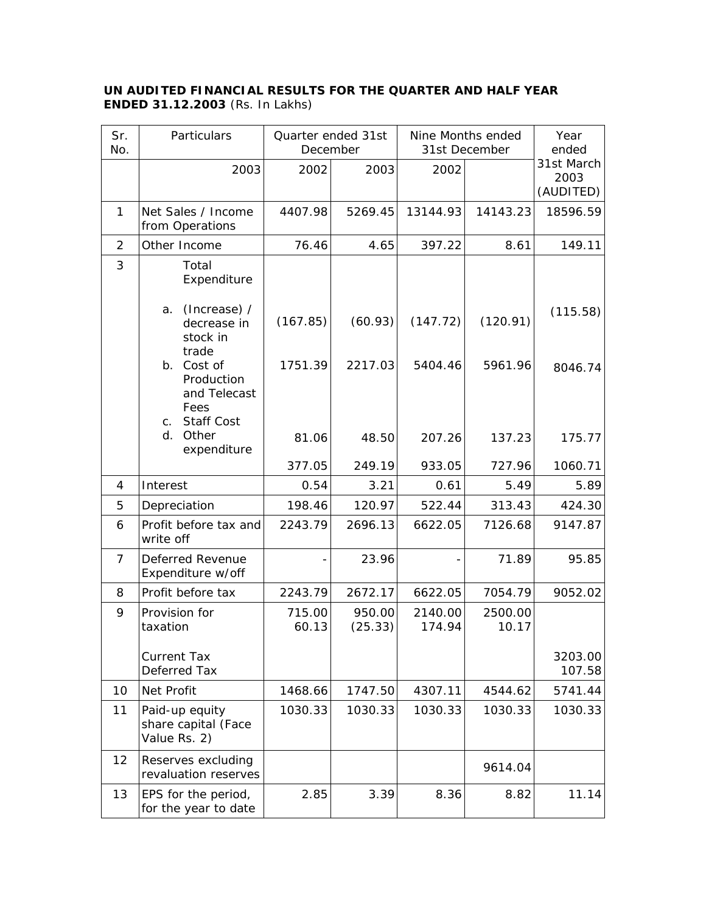**UN AUDITED FINANCIAL RESULTS FOR THE QUARTER AND HALF YEAR ENDED 31.12.2003** (Rs. In Lakhs)

| Sr. No. | Particulars | Quarter ended 31st December | | Nine Months ended 31st December | | Year ended |
|---|---|---|---|---|---|---|
| | 2003 | 2002 | 2003 | 2002 | | 31st March 2003 (AUDITED) |
| 1 | Net Sales / Income from Operations | 4407.98 | 5269.45 | 13144.93 | 14143.23 | 18596.59 |
| 2 | Other Income | 76.46 | 4.65 | 397.22 | 8.61 | 149.11 |
| 3 | Total Expenditure | | | | | |
| | a. (Increase) / decrease in stock in trade | (167.85) | (60.93) | (147.72) | (120.91) | (115.58) |
| | b. Cost of Production and Telecast Fees | 1751.39 | 2217.03 | 5404.46 | 5961.96 | 8046.74 |
| | c. Staff Cost | 81.06 | 48.50 | 207.26 | 137.23 | 175.77 |
| | d. Other expenditure | 377.05 | 249.19 | 933.05 | 727.96 | 1060.71 |
| 4 | Interest | 0.54 | 3.21 | 0.61 | 5.49 | 5.89 |
| 5 | Depreciation | 198.46 | 120.97 | 522.44 | 313.43 | 424.30 |
| 6 | Profit before tax and write off | 2243.79 | 2696.13 | 6622.05 | 7126.68 | 9147.87 |
| 7 | Deferred Revenue Expenditure w/off | - | 23.96 | - | 71.89 | 95.85 |
| 8 | Profit before tax | 2243.79 | 2672.17 | 6622.05 | 7054.79 | 9052.02 |
| 9 | Provision for taxation | 715.00<br>60.13 | 950.00<br>(25.33) | 2140.00<br>174.94 | 2500.00<br>10.17 | |
| | Current Tax<br>Deferred Tax | | | | | 3203.00<br>107.58 |
| 10 | Net Profit | 1468.66 | 1747.50 | 4307.11 | 4544.62 | 5741.44 |
| 11 | Paid-up equity share capital (Face Value Rs. 2) | 1030.33 | 1030.33 | 1030.33 | 1030.33 | 1030.33 |
| 12 | Reserves excluding revaluation reserves | | | | 9614.04 | |
| 13 | EPS for the period, for the year to date | 2.85 | 3.39 | 8.36 | 8.82 | 11.14 |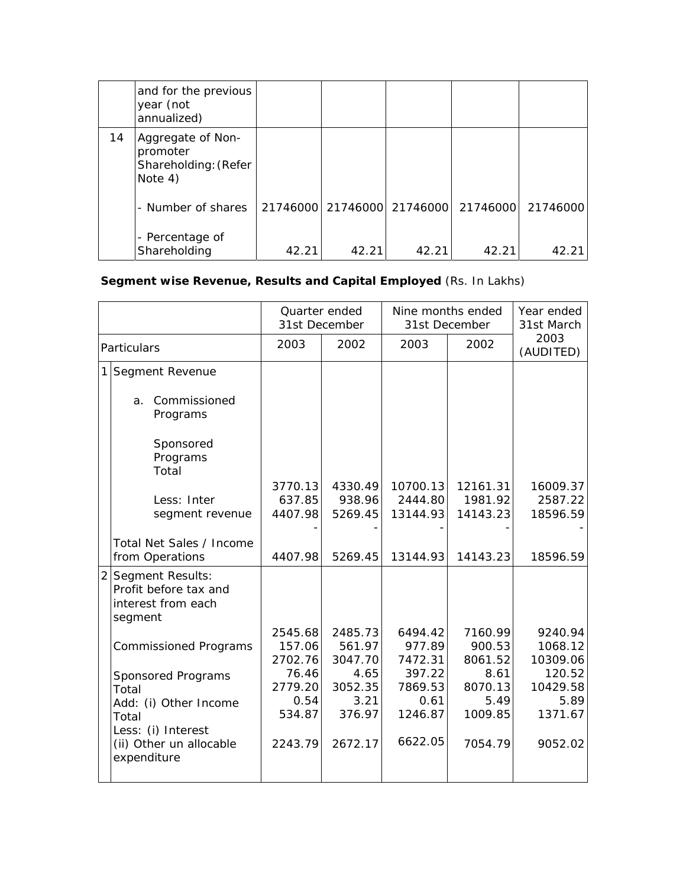|  | and for the previous year (not annualized) |  |  |  |  |  |
|---|---|---|---|---|---|---|
| 14 | Aggregate of Non-promoter Shareholding:(Refer Note 4) |  |  |  |  |  |
|  | - Number of shares | 21746000 | 21746000 | 21746000 | 21746000 | 21746000 |
|  | - Percentage of Shareholding | 42.21 | 42.21 | 42.21 | 42.21 | 42.21 |

**Segment wise Revenue, Results and Capital Employed** (Rs. In Lakhs)

|  | Quarter ended 31st December |  | Nine months ended 31st December |  | Year ended 31st March |
|---|---|---|---|---|---|
| Particulars | 2003 | 2002 | 2003 | 2002 | 2003 (AUDITED) |
| 1 Segment Revenue |  |  |  |  |  |
| a. Commissioned Programs | 3770.13 | 4330.49 | 10700.13 | 12161.31 | 16009.37 |
| Sponsored Programs | 637.85 | 938.96 | 2444.80 | 1981.92 | 2587.22 |
| Total | 4407.98 | 5269.45 | 13144.93 | 14143.23 | 18596.59 |
| Less: Inter segment revenue | - | - | - | - | - |
| Total Net Sales / Income from Operations | 4407.98 | 5269.45 | 13144.93 | 14143.23 | 18596.59 |
| 2 Segment Results: Profit before tax and interest from each segment |  |  |  |  |  |
| Commissioned Programs | 2545.68 | 2485.73 | 6494.42 | 7160.99 | 9240.94 |
| Sponsored Programs | 157.06 | 561.97 | 977.89 | 900.53 | 1068.12 |
| Total | 2702.76 | 3047.70 | 7472.31 | 8061.52 | 10309.06 |
| Add: (i) Other Income | 76.46 | 4.65 | 397.22 | 8.61 | 120.52 |
| Total | 2779.20 | 3052.35 | 7869.53 | 8070.13 | 10429.58 |
| Less: (i) Interest | 0.54 | 3.21 | 0.61 | 5.49 | 5.89 |
| (ii) Other un allocable expenditure | 534.87 | 376.97 | 1246.87 | 1009.85 | 1371.67 |
|  | 2243.79 | 2672.17 | 6622.05 | 7054.79 | 9052.02 |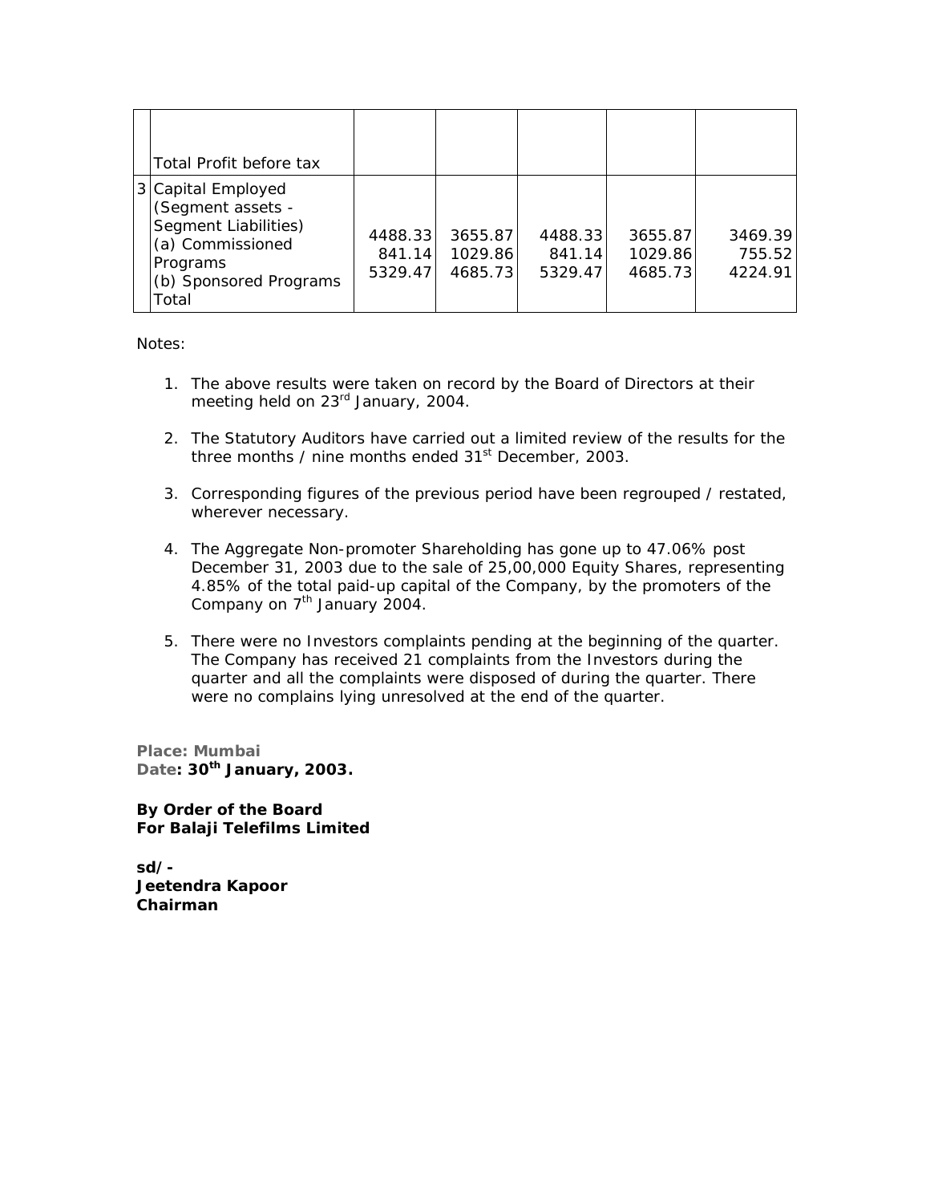| | | | | | | |
|---|---|---|---|---|---|---|
| | Total Profit before tax | | | | | |
| 3 | Capital Employed (Segment assets - Segment Liabilities)<br>(a) Commissioned Programs<br>(b) Sponsored Programs<br>Total | 4488.33<br>841.14<br>5329.47 | 3655.87<br>1029.86<br>4685.73 | 4488.33<br>841.14<br>5329.47 | 3655.87<br>1029.86<br>4685.73 | 3469.39<br>755.52<br>4224.91 |

Notes:

1. The above results were taken on record by the Board of Directors at their meeting held on 23rd January, 2004.

2. The Statutory Auditors have carried out a limited review of the results for the three months / nine months ended 31st December, 2003.

3. Corresponding figures of the previous period have been regrouped / restated, wherever necessary.

4. The Aggregate Non-promoter Shareholding has gone up to 47.06% post December 31, 2003 due to the sale of 25,00,000 Equity Shares, representing 4.85% of the total paid-up capital of the Company, by the promoters of the Company on 7th January 2004.

5. There were no Investors complaints pending at the beginning of the quarter. The Company has received 21 complaints from the Investors during the quarter and all the complaints were disposed of during the quarter. There were no complains lying unresolved at the end of the quarter.

**Place: Mumbai**
**Date: 30th January, 2003.**

**By Order of the Board**
**For Balaji Telefilms Limited**

**sd/-**
**Jeetendra Kapoor**
**Chairman**